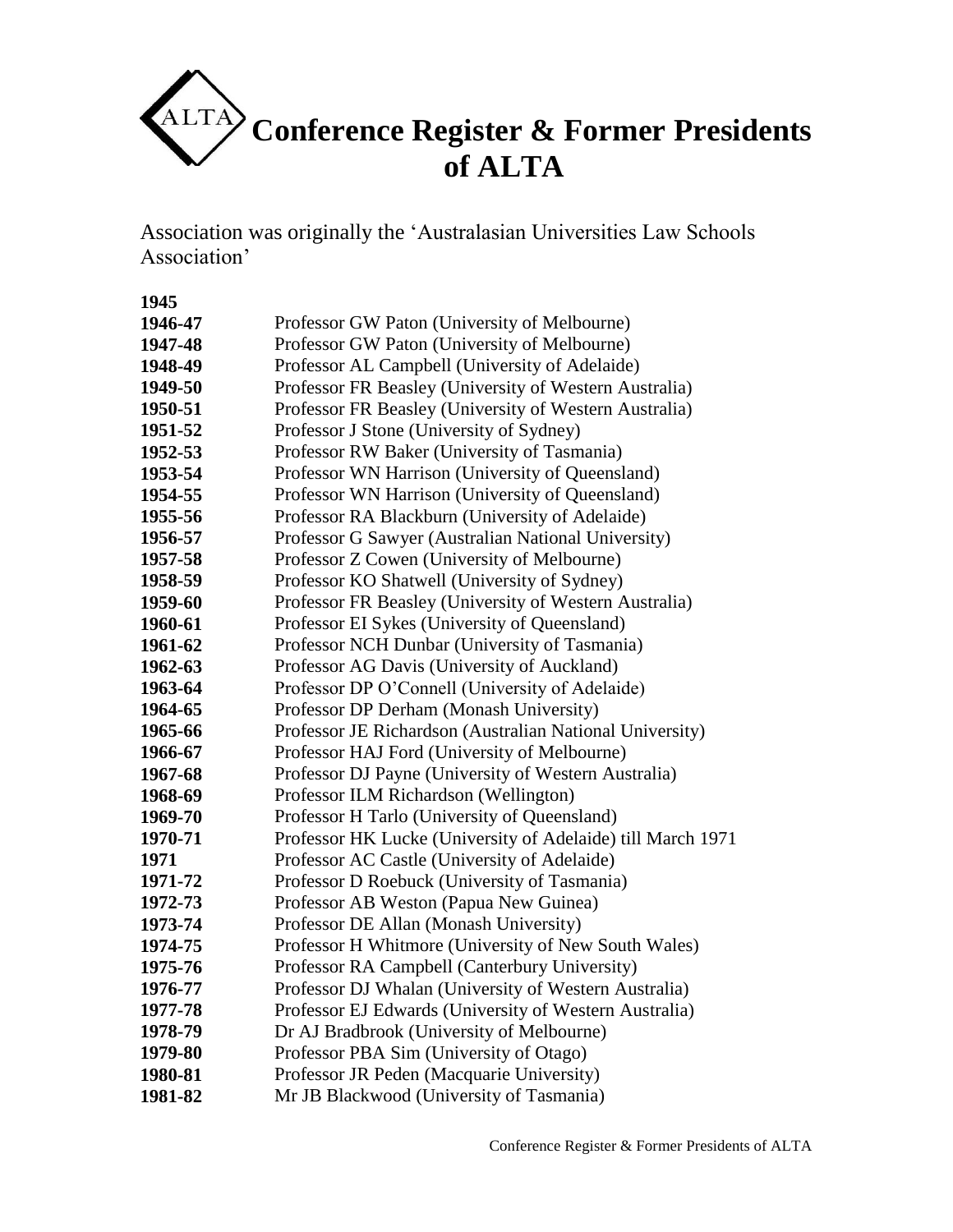# Conference Register & Former Presidents of ALTA

Association was originally the 'Australasian Universities Law Schools Association'

| | |
|---|---|
| **1945** | |
| **1946-47** | Professor GW Paton (University of Melbourne) |
| **1947-48** | Professor GW Paton (University of Melbourne) |
| **1948-49** | Professor AL Campbell (University of Adelaide) |
| **1949-50** | Professor FR Beasley (University of Western Australia) |
| **1950-51** | Professor FR Beasley (University of Western Australia) |
| **1951-52** | Professor J Stone (University of Sydney) |
| **1952-53** | Professor RW Baker (University of Tasmania) |
| **1953-54** | Professor WN Harrison (University of Queensland) |
| **1954-55** | Professor WN Harrison (University of Queensland) |
| **1955-56** | Professor RA Blackburn (University of Adelaide) |
| **1956-57** | Professor G Sawyer (Australian National University) |
| **1957-58** | Professor Z Cowen (University of Melbourne) |
| **1958-59** | Professor KO Shatwell (University of Sydney) |
| **1959-60** | Professor FR Beasley (University of Western Australia) |
| **1960-61** | Professor EI Sykes (University of Queensland) |
| **1961-62** | Professor NCH Dunbar (University of Tasmania) |
| **1962-63** | Professor AG Davis (University of Auckland) |
| **1963-64** | Professor DP O'Connell (University of Adelaide) |
| **1964-65** | Professor DP Derham (Monash University) |
| **1965-66** | Professor JE Richardson (Australian National University) |
| **1966-67** | Professor HAJ Ford (University of Melbourne) |
| **1967-68** | Professor DJ Payne (University of Western Australia) |
| **1968-69** | Professor ILM Richardson (Wellington) |
| **1969-70** | Professor H Tarlo (University of Queensland) |
| **1970-71** | Professor HK Lucke (University of Adelaide) till March 1971 |
| **1971** | Professor AC Castle (University of Adelaide) |
| **1971-72** | Professor D Roebuck (University of Tasmania) |
| **1972-73** | Professor AB Weston (Papua New Guinea) |
| **1973-74** | Professor DE Allan (Monash University) |
| **1974-75** | Professor H Whitmore (University of New South Wales) |
| **1975-76** | Professor RA Campbell (Canterbury University) |
| **1976-77** | Professor DJ Whalan (University of Western Australia) |
| **1977-78** | Professor EJ Edwards (University of Western Australia) |
| **1978-79** | Dr AJ Bradbrook (University of Melbourne) |
| **1979-80** | Professor PBA Sim (University of Otago) |
| **1980-81** | Professor JR Peden (Macquarie University) |
| **1981-82** | Mr JB Blackwood (University of Tasmania) |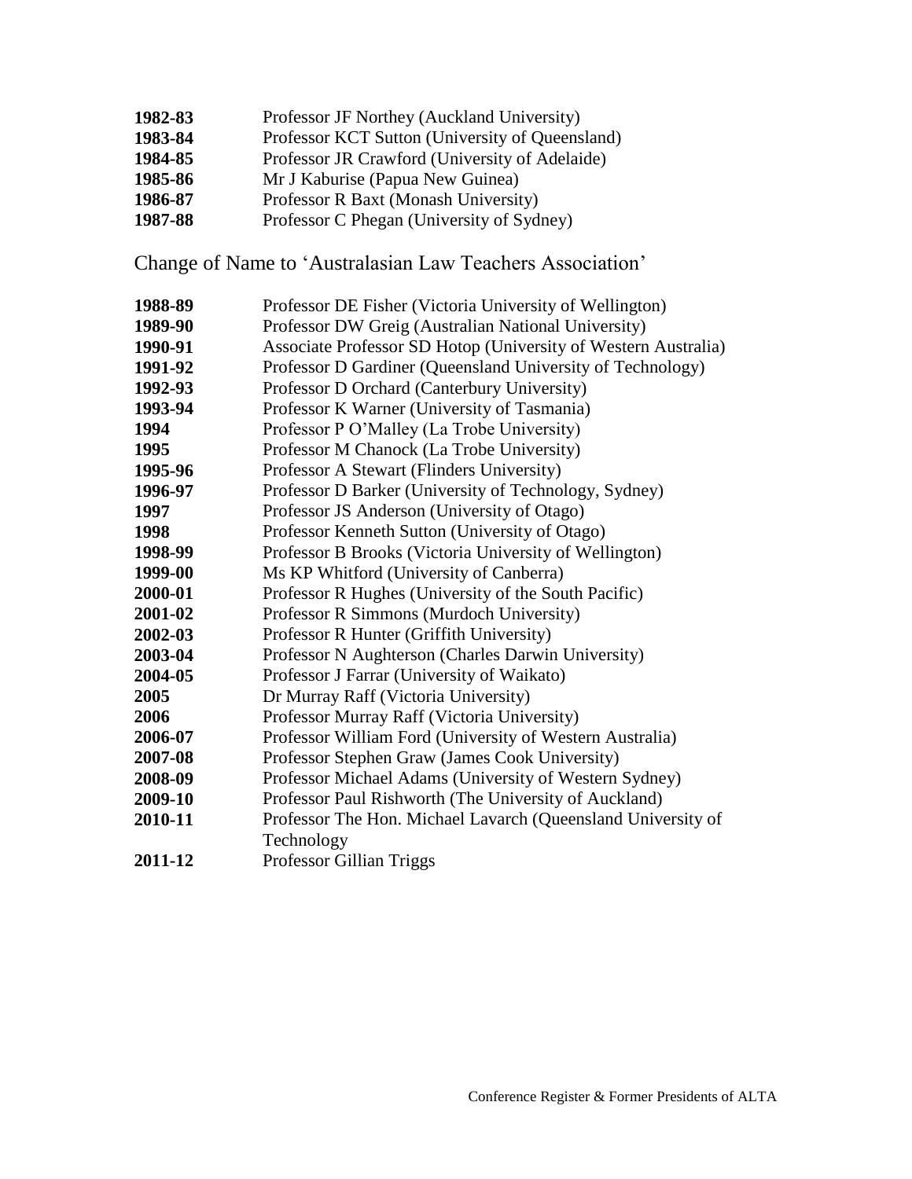**1982-83** Professor JF Northey (Auckland University)
**1983-84** Professor KCT Sutton (University of Queensland)
**1984-85** Professor JR Crawford (University of Adelaide)
**1985-86** Mr J Kaburise (Papua New Guinea)
**1986-87** Professor R Baxt (Monash University)
**1987-88** Professor C Phegan (University of Sydney)

Change of Name to 'Australasian Law Teachers Association'

**1988-89** Professor DE Fisher (Victoria University of Wellington)
**1989-90** Professor DW Greig (Australian National University)
**1990-91** Associate Professor SD Hotop (University of Western Australia)
**1991-92** Professor D Gardiner (Queensland University of Technology)
**1992-93** Professor D Orchard (Canterbury University)
**1993-94** Professor K Warner (University of Tasmania)
**1994** Professor P O'Malley (La Trobe University)
**1995** Professor M Chanock (La Trobe University)
**1995-96** Professor A Stewart (Flinders University)
**1996-97** Professor D Barker (University of Technology, Sydney)
**1997** Professor JS Anderson (University of Otago)
**1998** Professor Kenneth Sutton (University of Otago)
**1998-99** Professor B Brooks (Victoria University of Wellington)
**1999-00** Ms KP Whitford (University of Canberra)
**2000-01** Professor R Hughes (University of the South Pacific)
**2001-02** Professor R Simmons (Murdoch University)
**2002-03** Professor R Hunter (Griffith University)
**2003-04** Professor N Aughterson (Charles Darwin University)
**2004-05** Professor J Farrar (University of Waikato)
**2005** Dr Murray Raff (Victoria University)
**2006** Professor Murray Raff (Victoria University)
**2006-07** Professor William Ford (University of Western Australia)
**2007-08** Professor Stephen Graw (James Cook University)
**2008-09** Professor Michael Adams (University of Western Sydney)
**2009-10** Professor Paul Rishworth (The University of Auckland)
**2010-11** Professor The Hon. Michael Lavarch (Queensland University of Technology
**2011-12** Professor Gillian Triggs